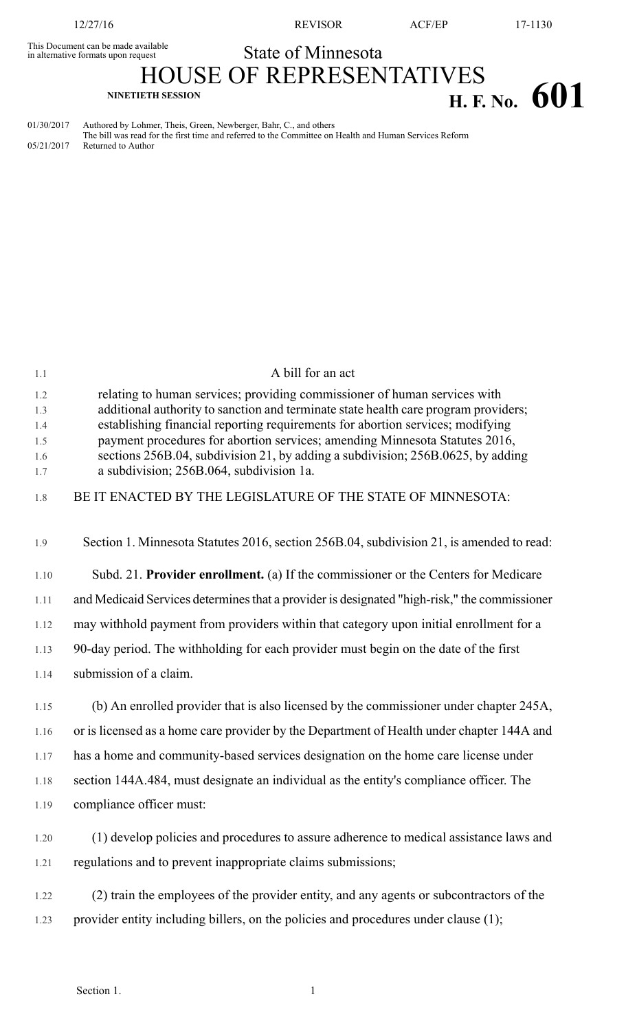This Document can be made available in alternative formats upon request

State of Minnesota

# HOUSE OF REPRESENTATIVES

NINETIETH SESSION

# H. F. No. 601

01/30/2017 Authored by Lohmer, Theis, Green, Newberger, Bahr, C., and others
The bill was read for the first time and referred to the Committee on Health and Human Services Reform
05/21/2017 Returned to Author

A bill for an act

relating to human services; providing commissioner of human services with additional authority to sanction and terminate state health care program providers; establishing financial reporting requirements for abortion services; modifying payment procedures for abortion services; amending Minnesota Statutes 2016, sections 256B.04, subdivision 21, by adding a subdivision; 256B.0625, by adding a subdivision; 256B.064, subdivision 1a.

BE IT ENACTED BY THE LEGISLATURE OF THE STATE OF MINNESOTA:

Section 1. Minnesota Statutes 2016, section 256B.04, subdivision 21, is amended to read:

Subd. 21. **Provider enrollment.** (a) If the commissioner or the Centers for Medicare and Medicaid Services determines that a provider is designated "high-risk," the commissioner may withhold payment from providers within that category upon initial enrollment for a 90-day period. The withholding for each provider must begin on the date of the first submission of a claim.

(b) An enrolled provider that is also licensed by the commissioner under chapter 245A, or is licensed as a home care provider by the Department of Health under chapter 144A and has a home and community-based services designation on the home care license under section 144A.484, must designate an individual as the entity's compliance officer. The compliance officer must:

(1) develop policies and procedures to assure adherence to medical assistance laws and regulations and to prevent inappropriate claims submissions;

(2) train the employees of the provider entity, and any agents or subcontractors of the provider entity including billers, on the policies and procedures under clause (1);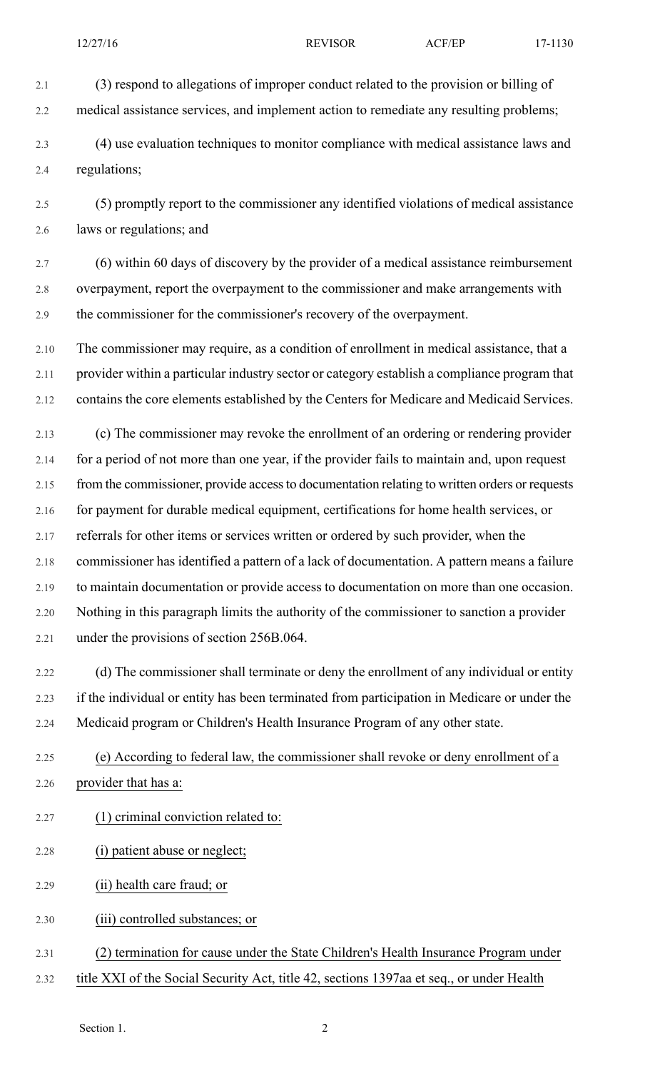(3) respond to allegations of improper conduct related to the provision or billing of medical assistance services, and implement action to remediate any resulting problems;

(4) use evaluation techniques to monitor compliance with medical assistance laws and regulations;

(5) promptly report to the commissioner any identified violations of medical assistance laws or regulations; and

(6) within 60 days of discovery by the provider of a medical assistance reimbursement overpayment, report the overpayment to the commissioner and make arrangements with the commissioner for the commissioner's recovery of the overpayment.

The commissioner may require, as a condition of enrollment in medical assistance, that a provider within a particular industry sector or category establish a compliance program that contains the core elements established by the Centers for Medicare and Medicaid Services.

(c) The commissioner may revoke the enrollment of an ordering or rendering provider for a period of not more than one year, if the provider fails to maintain and, upon request from the commissioner, provide access to documentation relating to written orders or requests for payment for durable medical equipment, certifications for home health services, or referrals for other items or services written or ordered by such provider, when the commissioner has identified a pattern of a lack of documentation. A pattern means a failure to maintain documentation or provide access to documentation on more than one occasion. Nothing in this paragraph limits the authority of the commissioner to sanction a provider under the provisions of section 256B.064.

(d) The commissioner shall terminate or deny the enrollment of any individual or entity if the individual or entity has been terminated from participation in Medicare or under the Medicaid program or Children's Health Insurance Program of any other state.

(e) According to federal law, the commissioner shall revoke or deny enrollment of a provider that has a:

(1) criminal conviction related to:

(i) patient abuse or neglect;

(ii) health care fraud; or

(iii) controlled substances; or

(2) termination for cause under the State Children's Health Insurance Program under title XXI of the Social Security Act, title 42, sections 1397aa et seq., or under Health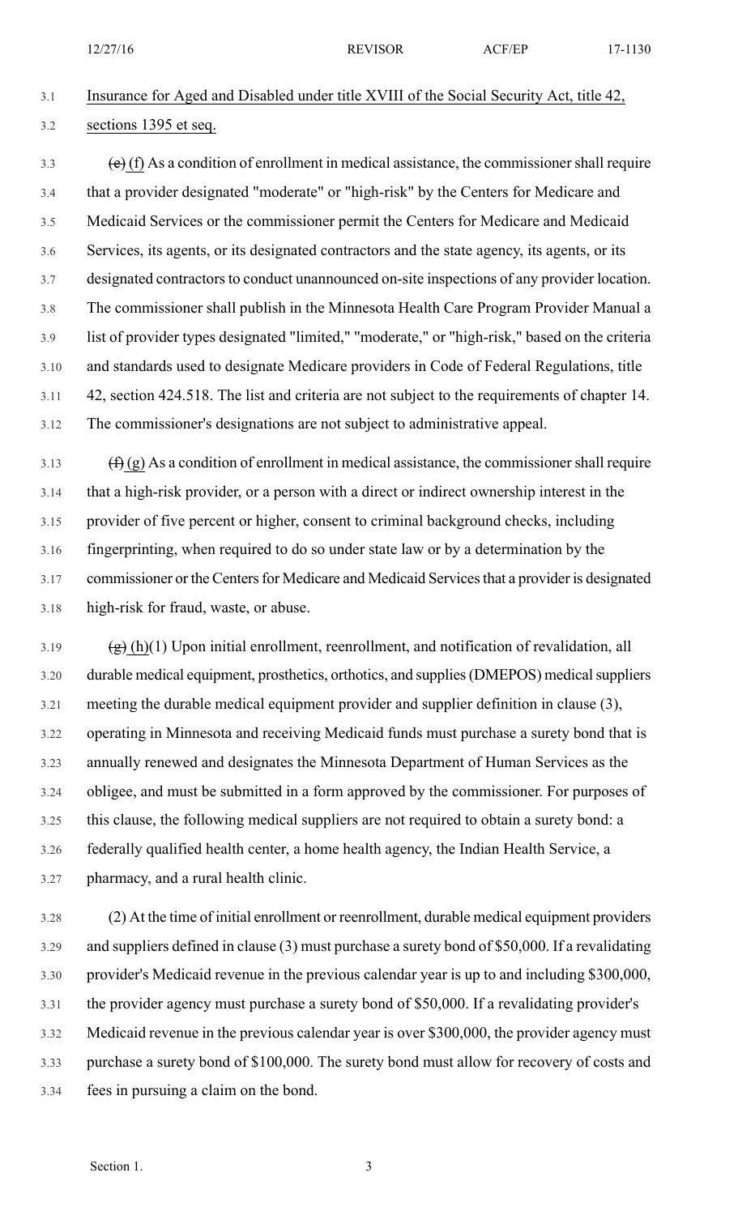Insurance for Aged and Disabled under title XVIII of the Social Security Act, title 42, sections 1395 et seq.

~~(e)~~ (f) As a condition of enrollment in medical assistance, the commissioner shall require that a provider designated "moderate" or "high-risk" by the Centers for Medicare and Medicaid Services or the commissioner permit the Centers for Medicare and Medicaid Services, its agents, or its designated contractors and the state agency, its agents, or its designated contractors to conduct unannounced on-site inspections of any provider location. The commissioner shall publish in the Minnesota Health Care Program Provider Manual a list of provider types designated "limited," "moderate," or "high-risk," based on the criteria and standards used to designate Medicare providers in Code of Federal Regulations, title 42, section 424.518. The list and criteria are not subject to the requirements of chapter 14. The commissioner's designations are not subject to administrative appeal.

~~(f)~~ (g) As a condition of enrollment in medical assistance, the commissioner shall require that a high-risk provider, or a person with a direct or indirect ownership interest in the provider of five percent or higher, consent to criminal background checks, including fingerprinting, when required to do so under state law or by a determination by the commissioner or the Centers for Medicare and Medicaid Services that a provider is designated high-risk for fraud, waste, or abuse.

~~(g)~~ (h)(1) Upon initial enrollment, reenrollment, and notification of revalidation, all durable medical equipment, prosthetics, orthotics, and supplies (DMEPOS) medical suppliers meeting the durable medical equipment provider and supplier definition in clause (3), operating in Minnesota and receiving Medicaid funds must purchase a surety bond that is annually renewed and designates the Minnesota Department of Human Services as the obligee, and must be submitted in a form approved by the commissioner. For purposes of this clause, the following medical suppliers are not required to obtain a surety bond: a federally qualified health center, a home health agency, the Indian Health Service, a pharmacy, and a rural health clinic.

(2) At the time of initial enrollment or reenrollment, durable medical equipment providers and suppliers defined in clause (3) must purchase a surety bond of $50,000. If a revalidating provider's Medicaid revenue in the previous calendar year is up to and including $300,000, the provider agency must purchase a surety bond of $50,000. If a revalidating provider's Medicaid revenue in the previous calendar year is over $300,000, the provider agency must purchase a surety bond of $100,000. The surety bond must allow for recovery of costs and fees in pursuing a claim on the bond.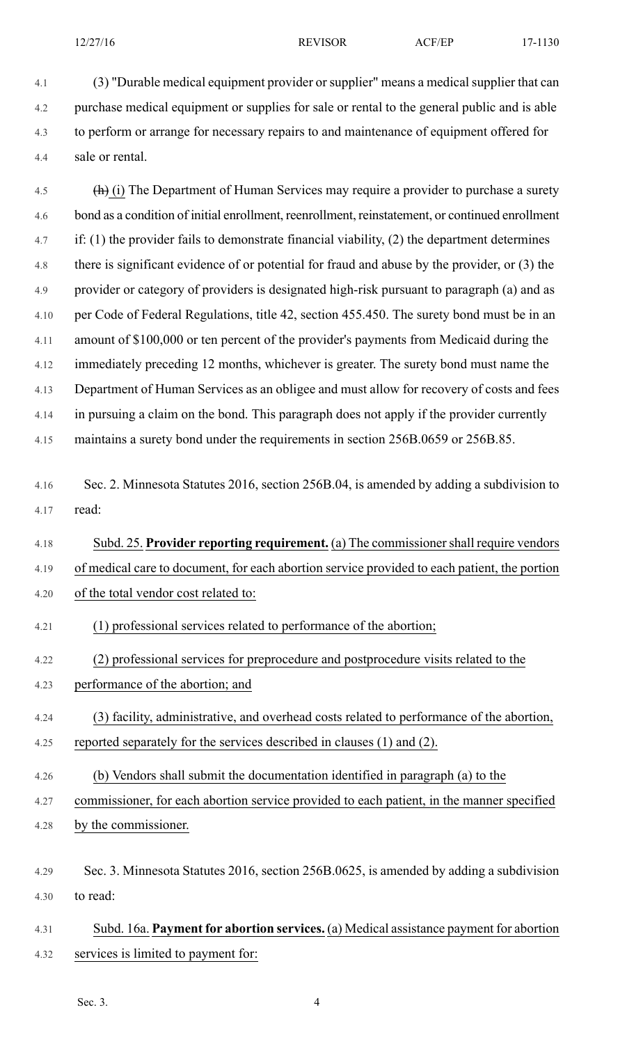(3) "Durable medical equipment provider or supplier" means a medical supplier that can purchase medical equipment or supplies for sale or rental to the general public and is able to perform or arrange for necessary repairs to and maintenance of equipment offered for sale or rental.

~~(h)~~ (i) The Department of Human Services may require a provider to purchase a surety bond as a condition of initial enrollment, reenrollment, reinstatement, or continued enrollment if: (1) the provider fails to demonstrate financial viability, (2) the department determines there is significant evidence of or potential for fraud and abuse by the provider, or (3) the provider or category of providers is designated high-risk pursuant to paragraph (a) and as per Code of Federal Regulations, title 42, section 455.450. The surety bond must be in an amount of $100,000 or ten percent of the provider's payments from Medicaid during the immediately preceding 12 months, whichever is greater. The surety bond must name the Department of Human Services as an obligee and must allow for recovery of costs and fees in pursuing a claim on the bond. This paragraph does not apply if the provider currently maintains a surety bond under the requirements in section 256B.0659 or 256B.85.

Sec. 2. Minnesota Statutes 2016, section 256B.04, is amended by adding a subdivision to read:

Subd. 25. **Provider reporting requirement.** (a) The commissioner shall require vendors of medical care to document, for each abortion service provided to each patient, the portion of the total vendor cost related to:

(1) professional services related to performance of the abortion;

(2) professional services for preprocedure and postprocedure visits related to the performance of the abortion; and

(3) facility, administrative, and overhead costs related to performance of the abortion, reported separately for the services described in clauses (1) and (2).

(b) Vendors shall submit the documentation identified in paragraph (a) to the commissioner, for each abortion service provided to each patient, in the manner specified by the commissioner.

Sec. 3. Minnesota Statutes 2016, section 256B.0625, is amended by adding a subdivision to read:

Subd. 16a. **Payment for abortion services.** (a) Medical assistance payment for abortion services is limited to payment for: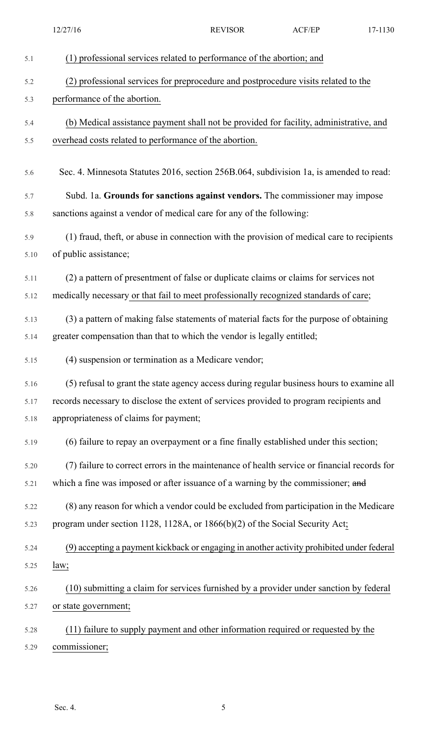(1) professional services related to performance of the abortion; and

(2) professional services for preprocedure and postprocedure visits related to the performance of the abortion.

(b) Medical assistance payment shall not be provided for facility, administrative, and overhead costs related to performance of the abortion.

Sec. 4. Minnesota Statutes 2016, section 256B.064, subdivision 1a, is amended to read:

Subd. 1a. **Grounds for sanctions against vendors.** The commissioner may impose sanctions against a vendor of medical care for any of the following:

(1) fraud, theft, or abuse in connection with the provision of medical care to recipients of public assistance;

(2) a pattern of presentment of false or duplicate claims or claims for services not medically necessary or that fail to meet professionally recognized standards of care;

(3) a pattern of making false statements of material facts for the purpose of obtaining greater compensation than that to which the vendor is legally entitled;

(4) suspension or termination as a Medicare vendor;

(5) refusal to grant the state agency access during regular business hours to examine all records necessary to disclose the extent of services provided to program recipients and appropriateness of claims for payment;

(6) failure to repay an overpayment or a fine finally established under this section;

(7) failure to correct errors in the maintenance of health service or financial records for which a fine was imposed or after issuance of a warning by the commissioner; ~~and~~

(8) any reason for which a vendor could be excluded from participation in the Medicare program under section 1128, 1128A, or 1866(b)(2) of the Social Security Act;

(9) accepting a payment kickback or engaging in another activity prohibited under federal law;

(10) submitting a claim for services furnished by a provider under sanction by federal or state government;

(11) failure to supply payment and other information required or requested by the commissioner;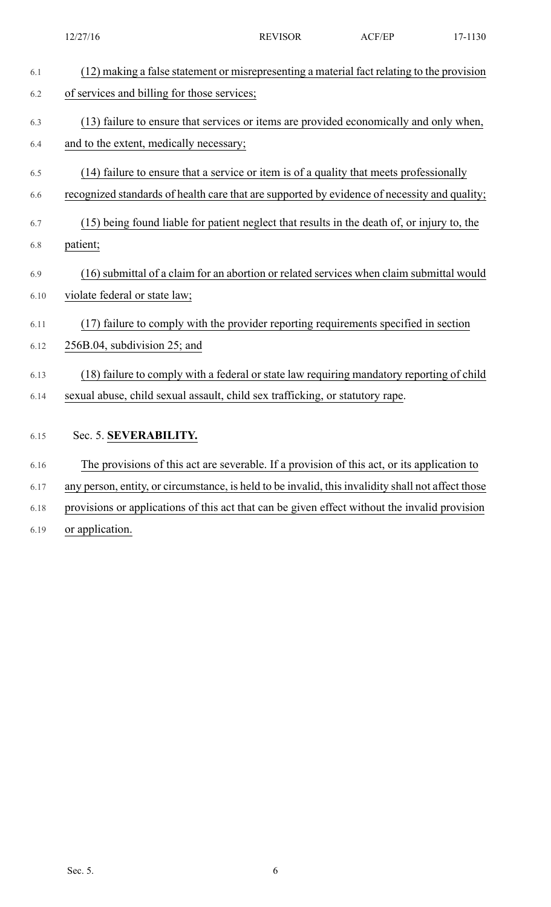(12) making a false statement or misrepresenting a material fact relating to the provision of services and billing for those services;

(13) failure to ensure that services or items are provided economically and only when, and to the extent, medically necessary;

(14) failure to ensure that a service or item is of a quality that meets professionally recognized standards of health care that are supported by evidence of necessity and quality;

(15) being found liable for patient neglect that results in the death of, or injury to, the patient;

(16) submittal of a claim for an abortion or related services when claim submittal would violate federal or state law;

(17) failure to comply with the provider reporting requirements specified in section 256B.04, subdivision 25; and

(18) failure to comply with a federal or state law requiring mandatory reporting of child sexual abuse, child sexual assault, child sex trafficking, or statutory rape.

Sec. 5. **SEVERABILITY.**

The provisions of this act are severable. If a provision of this act, or its application to any person, entity, or circumstance, is held to be invalid, this invalidity shall not affect those provisions or applications of this act that can be given effect without the invalid provision or application.